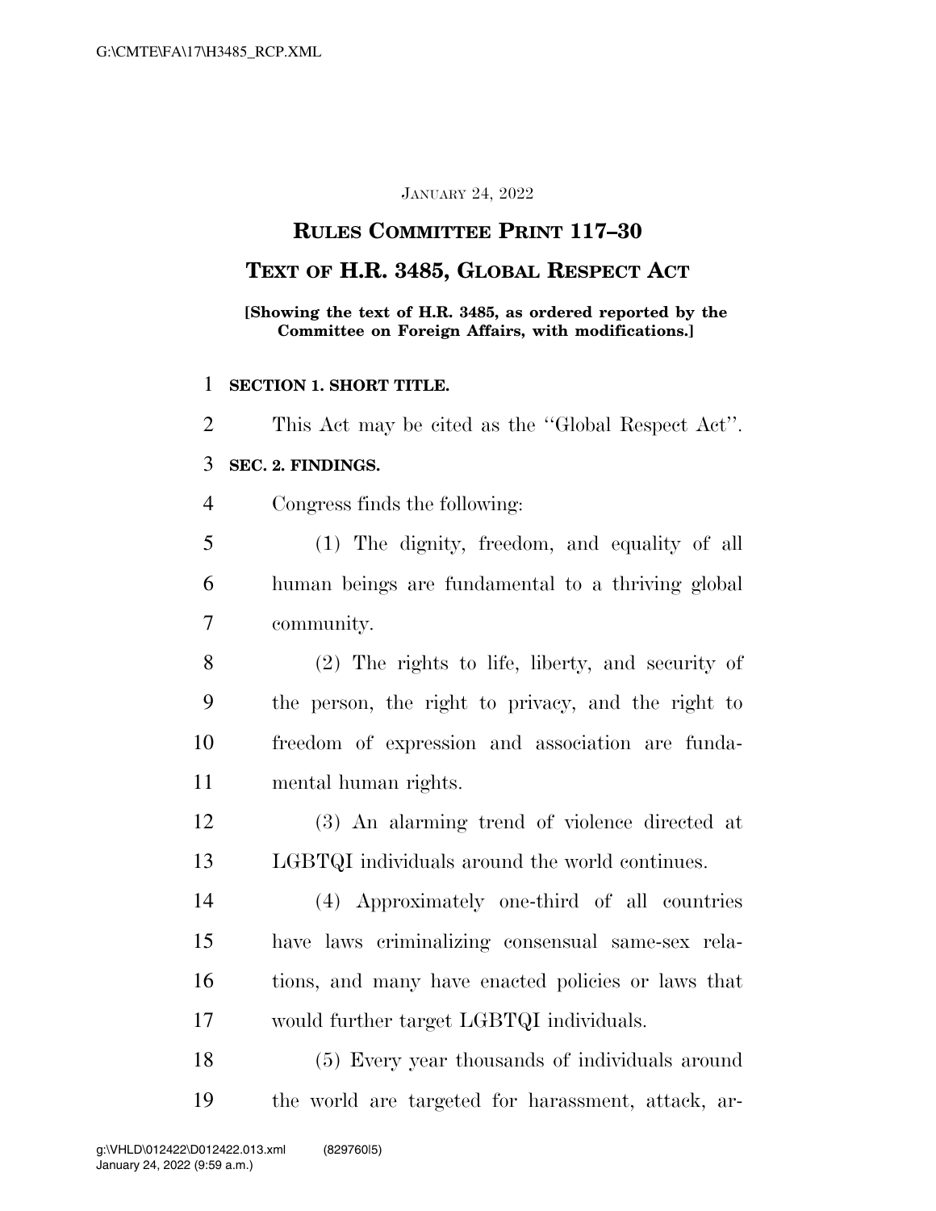JANUARY 24, 2022

# RULES COMMITTEE PRINT 117–30

# TEXT OF H.R. 3485, GLOBAL RESPECT ACT

**[Showing the text of H.R. 3485, as ordered reported by the Committee on Foreign Affairs, with modifications.]**

**SECTION 1. SHORT TITLE.**

This Act may be cited as the ''Global Respect Act''.

**SEC. 2. FINDINGS.**

Congress finds the following:

(1) The dignity, freedom, and equality of all human beings are fundamental to a thriving global community.

(2) The rights to life, liberty, and security of the person, the right to privacy, and the right to freedom of expression and association are fundamental human rights.

(3) An alarming trend of violence directed at LGBTQI individuals around the world continues.

(4) Approximately one-third of all countries have laws criminalizing consensual same-sex relations, and many have enacted policies or laws that would further target LGBTQI individuals.

(5) Every year thousands of individuals around the world are targeted for harassment, attack, ar-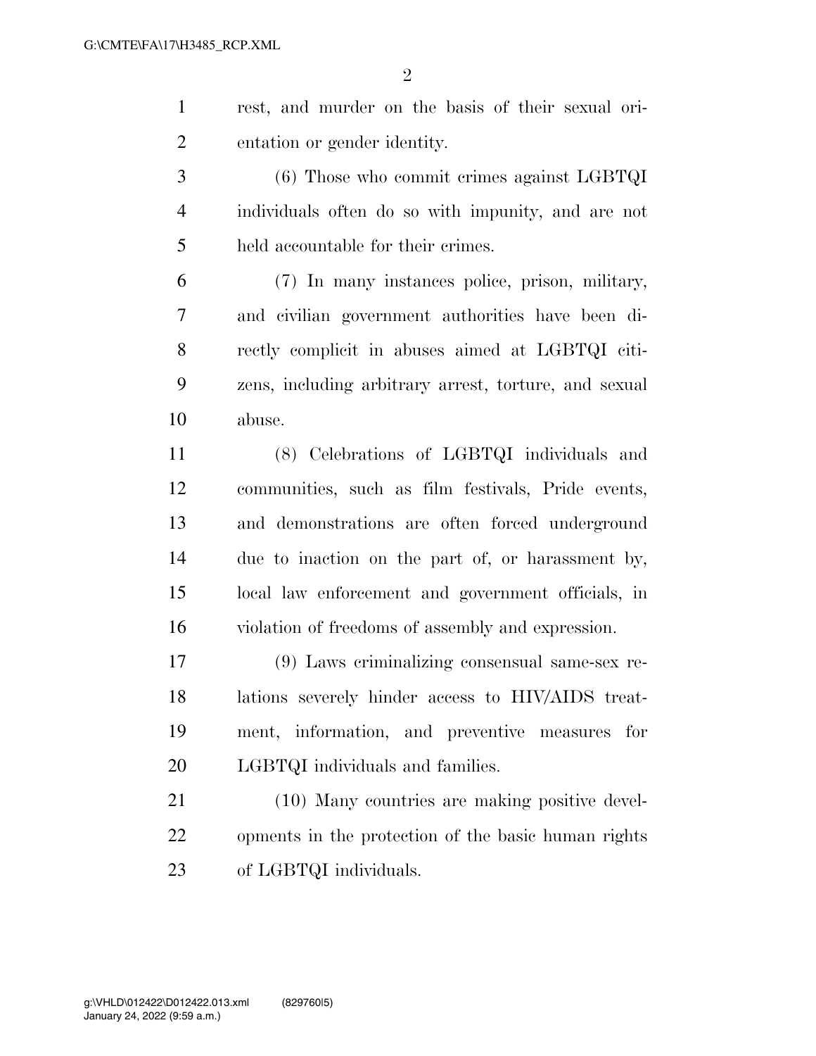rest, and murder on the basis of their sexual orientation or gender identity.

(6) Those who commit crimes against LGBTQI individuals often do so with impunity, and are not held accountable for their crimes.

(7) In many instances police, prison, military, and civilian government authorities have been directly complicit in abuses aimed at LGBTQI citizens, including arbitrary arrest, torture, and sexual abuse.

(8) Celebrations of LGBTQI individuals and communities, such as film festivals, Pride events, and demonstrations are often forced underground due to inaction on the part of, or harassment by, local law enforcement and government officials, in violation of freedoms of assembly and expression.

(9) Laws criminalizing consensual same-sex relations severely hinder access to HIV/AIDS treatment, information, and preventive measures for LGBTQI individuals and families.

(10) Many countries are making positive developments in the protection of the basic human rights of LGBTQI individuals.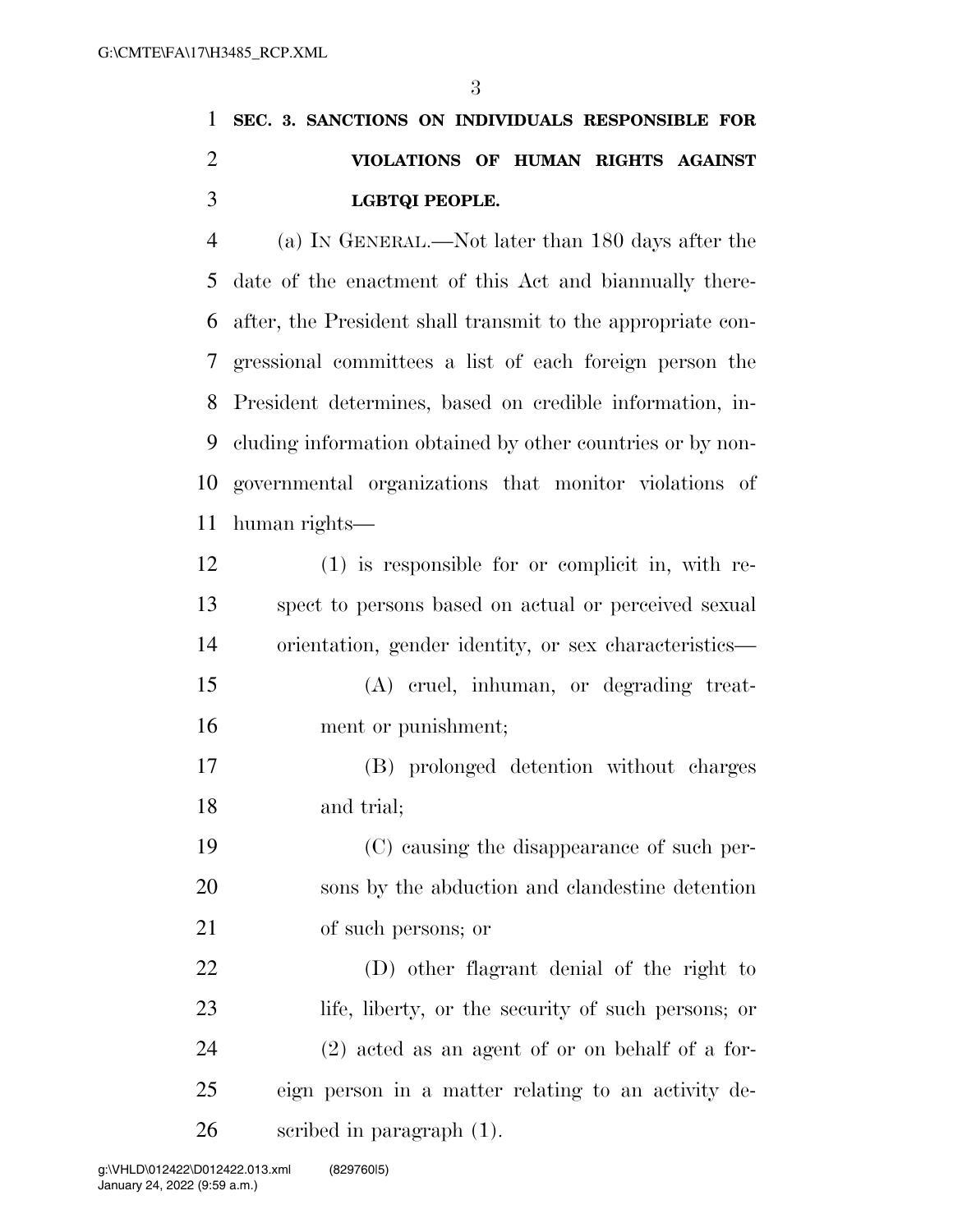**SEC. 3. SANCTIONS ON INDIVIDUALS RESPONSIBLE FOR VIOLATIONS OF HUMAN RIGHTS AGAINST LGBTQI PEOPLE.**

(a) IN GENERAL.—Not later than 180 days after the date of the enactment of this Act and biannually thereafter, the President shall transmit to the appropriate congressional committees a list of each foreign person the President determines, based on credible information, including information obtained by other countries or by nongovernmental organizations that monitor violations of human rights—

(1) is responsible for or complicit in, with respect to persons based on actual or perceived sexual orientation, gender identity, or sex characteristics—

(A) cruel, inhuman, or degrading treatment or punishment;

(B) prolonged detention without charges and trial;

(C) causing the disappearance of such persons by the abduction and clandestine detention of such persons; or

(D) other flagrant denial of the right to life, liberty, or the security of such persons; or

(2) acted as an agent of or on behalf of a foreign person in a matter relating to an activity described in paragraph (1).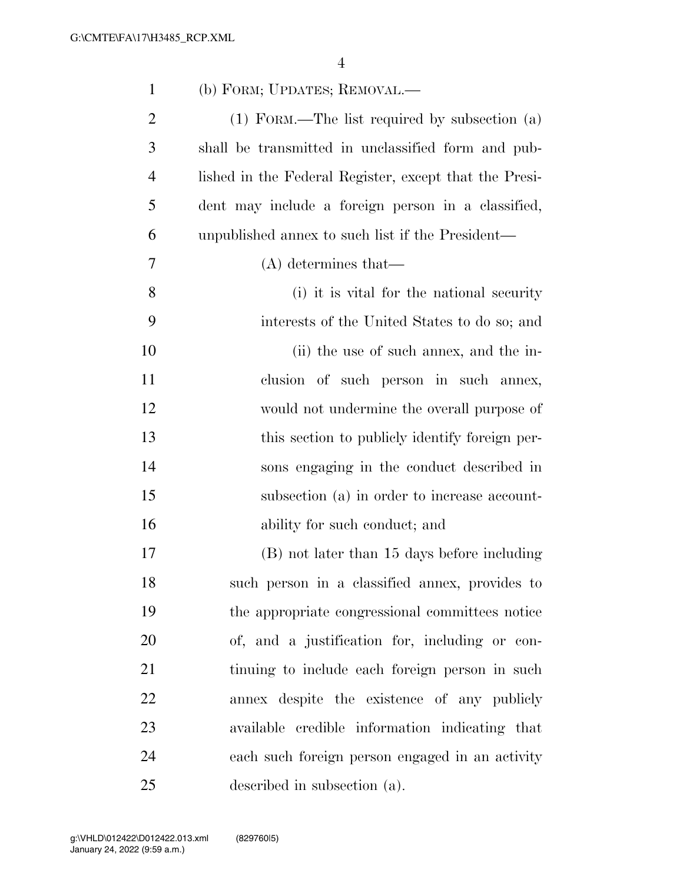(b) FORM; UPDATES; REMOVAL.—

(1) FORM.—The list required by subsection (a) shall be transmitted in unclassified form and published in the Federal Register, except that the President may include a foreign person in a classified, unpublished annex to such list if the President—

(A) determines that—

(i) it is vital for the national security interests of the United States to do so; and

(ii) the use of such annex, and the inclusion of such person in such annex, would not undermine the overall purpose of this section to publicly identify foreign persons engaging in the conduct described in subsection (a) in order to increase accountability for such conduct; and

(B) not later than 15 days before including such person in a classified annex, provides to the appropriate congressional committees notice of, and a justification for, including or continuing to include each foreign person in such annex despite the existence of any publicly available credible information indicating that each such foreign person engaged in an activity described in subsection (a).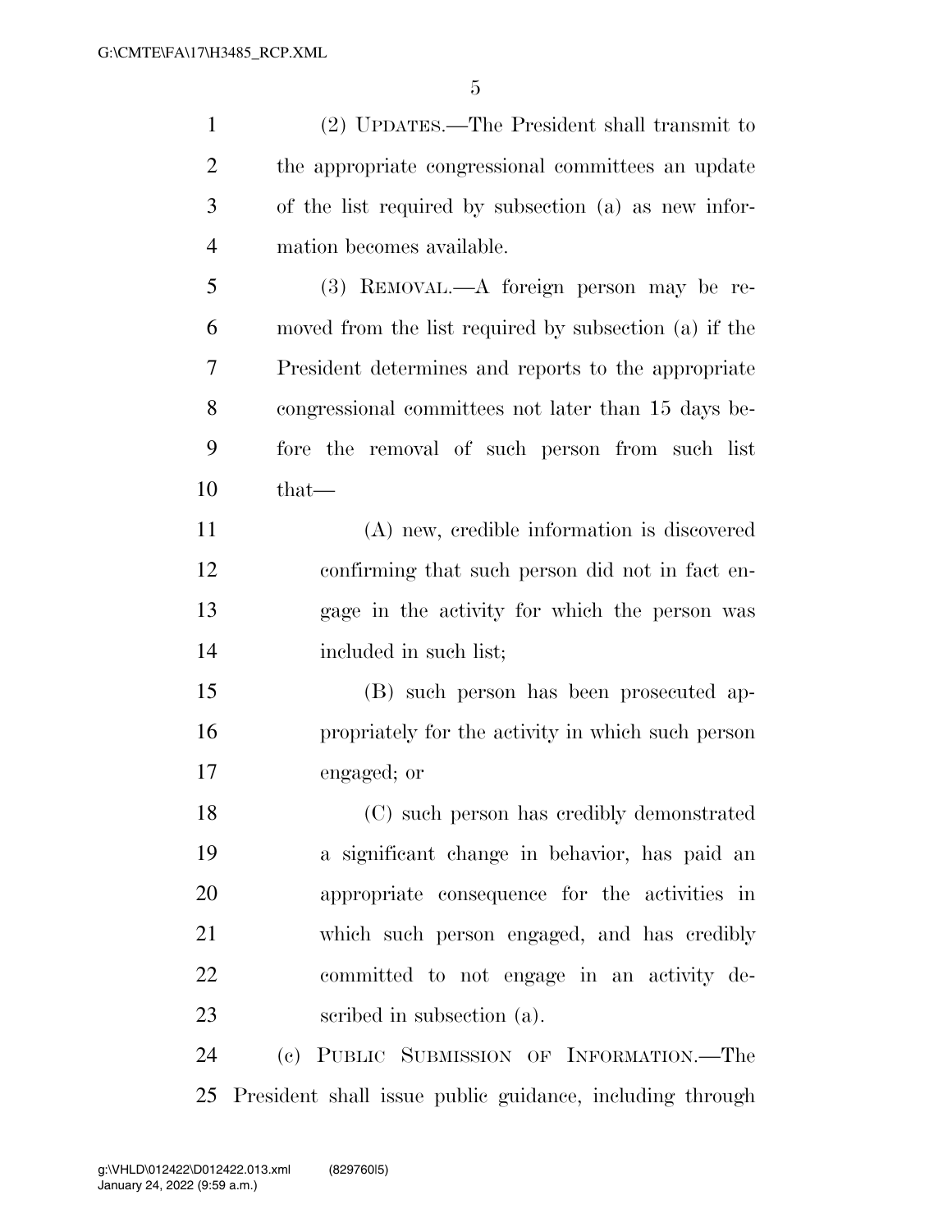(2) UPDATES.—The President shall transmit to the appropriate congressional committees an update of the list required by subsection (a) as new information becomes available.

(3) REMOVAL.—A foreign person may be removed from the list required by subsection (a) if the President determines and reports to the appropriate congressional committees not later than 15 days before the removal of such person from such list that—

(A) new, credible information is discovered confirming that such person did not in fact engage in the activity for which the person was included in such list;

(B) such person has been prosecuted appropriately for the activity in which such person engaged; or

(C) such person has credibly demonstrated a significant change in behavior, has paid an appropriate consequence for the activities in which such person engaged, and has credibly committed to not engage in an activity described in subsection (a).

(c) PUBLIC SUBMISSION OF INFORMATION.—The President shall issue public guidance, including through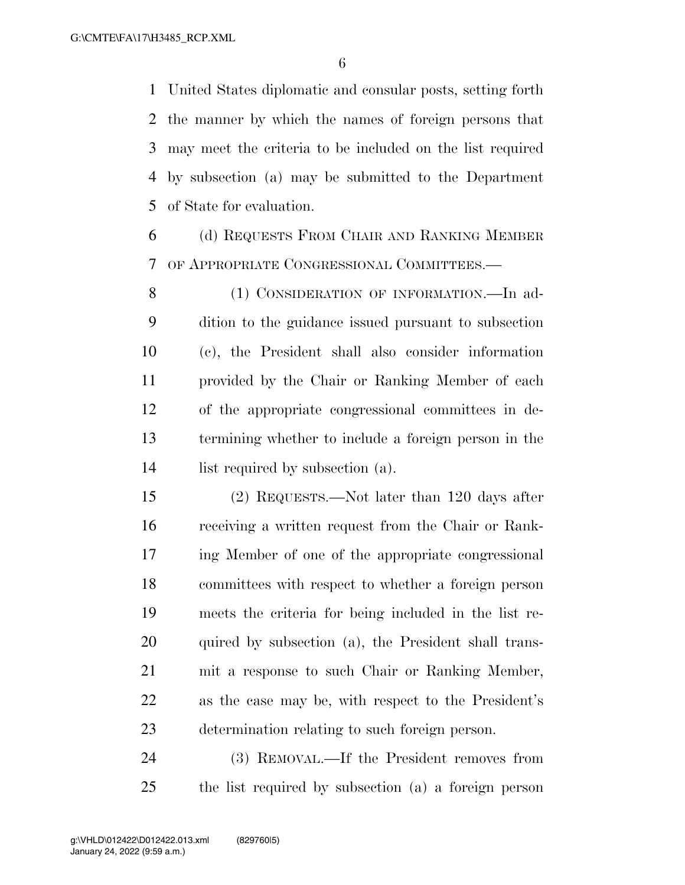United States diplomatic and consular posts, setting forth the manner by which the names of foreign persons that may meet the criteria to be included on the list required by subsection (a) may be submitted to the Department of State for evaluation.

(d) REQUESTS FROM CHAIR AND RANKING MEMBER OF APPROPRIATE CONGRESSIONAL COMMITTEES.—

(1) CONSIDERATION OF INFORMATION.—In addition to the guidance issued pursuant to subsection (c), the President shall also consider information provided by the Chair or Ranking Member of each of the appropriate congressional committees in determining whether to include a foreign person in the list required by subsection (a).

(2) REQUESTS.—Not later than 120 days after receiving a written request from the Chair or Ranking Member of one of the appropriate congressional committees with respect to whether a foreign person meets the criteria for being included in the list required by subsection (a), the President shall transmit a response to such Chair or Ranking Member, as the case may be, with respect to the President's determination relating to such foreign person.

(3) REMOVAL.—If the President removes from the list required by subsection (a) a foreign person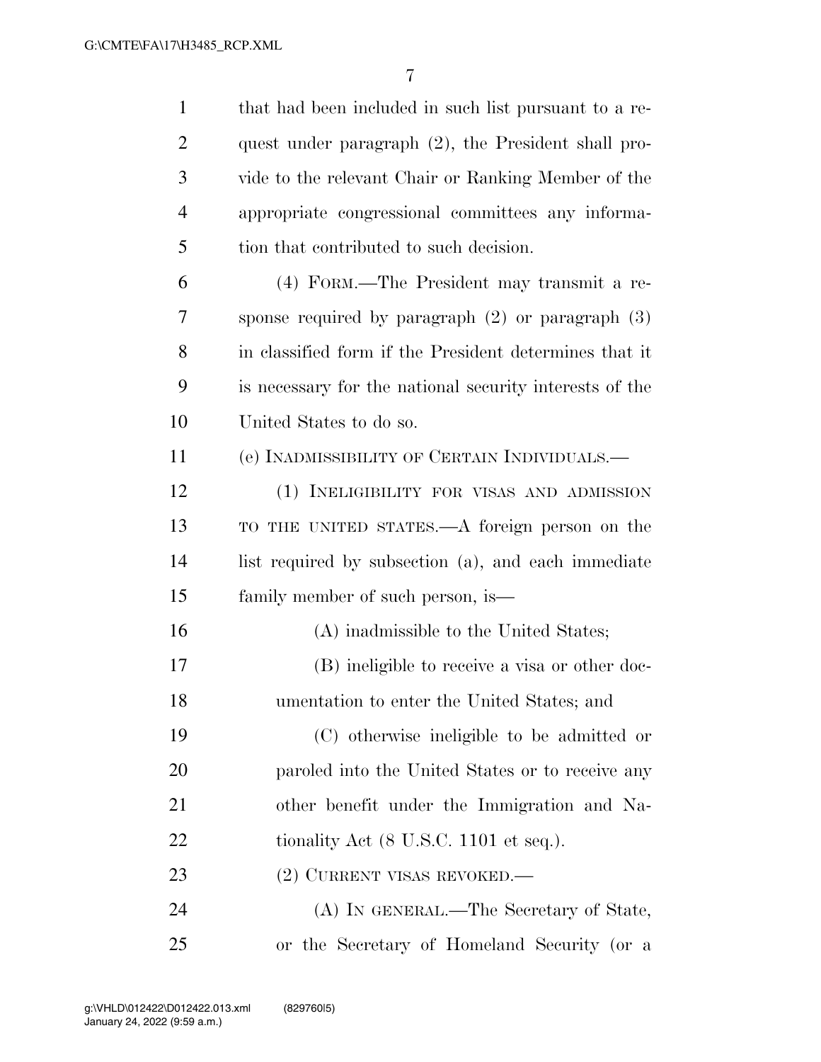that had been included in such list pursuant to a request under paragraph (2), the President shall provide to the relevant Chair or Ranking Member of the appropriate congressional committees any information that contributed to such decision.

(4) FORM.—The President may transmit a response required by paragraph (2) or paragraph (3) in classified form if the President determines that it is necessary for the national security interests of the United States to do so.

(e) INADMISSIBILITY OF CERTAIN INDIVIDUALS.—

(1) INELIGIBILITY FOR VISAS AND ADMISSION TO THE UNITED STATES.—A foreign person on the list required by subsection (a), and each immediate family member of such person, is—

(A) inadmissible to the United States;

(B) ineligible to receive a visa or other documentation to enter the United States; and

(C) otherwise ineligible to be admitted or paroled into the United States or to receive any other benefit under the Immigration and Nationality Act (8 U.S.C. 1101 et seq.).

(2) CURRENT VISAS REVOKED.—

(A) IN GENERAL.—The Secretary of State, or the Secretary of Homeland Security (or a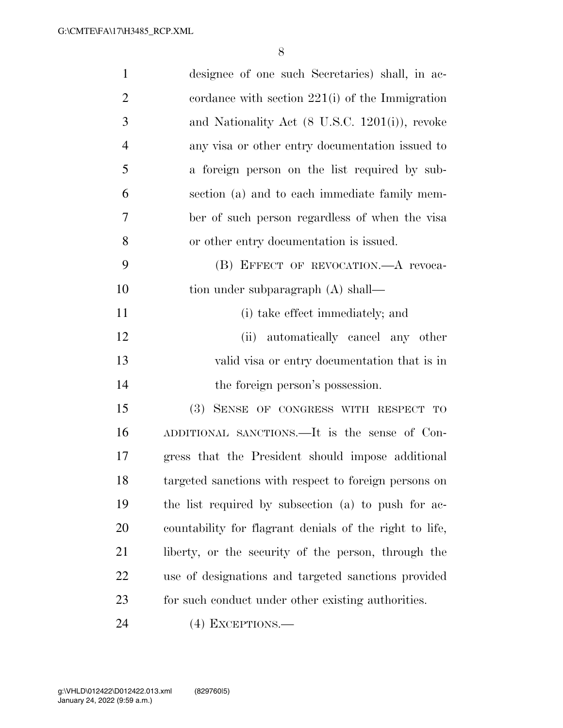designee of one such Secretaries) shall, in accordance with section 221(i) of the Immigration and Nationality Act (8 U.S.C. 1201(i)), revoke any visa or other entry documentation issued to a foreign person on the list required by subsection (a) and to each immediate family member of such person regardless of when the visa or other entry documentation is issued.

(B) EFFECT OF REVOCATION.—A revocation under subparagraph (A) shall—

(i) take effect immediately; and

(ii) automatically cancel any other valid visa or entry documentation that is in the foreign person's possession.

(3) SENSE OF CONGRESS WITH RESPECT TO ADDITIONAL SANCTIONS.—It is the sense of Congress that the President should impose additional targeted sanctions with respect to foreign persons on the list required by subsection (a) to push for accountability for flagrant denials of the right to life, liberty, or the security of the person, through the use of designations and targeted sanctions provided for such conduct under other existing authorities.

(4) EXCEPTIONS.—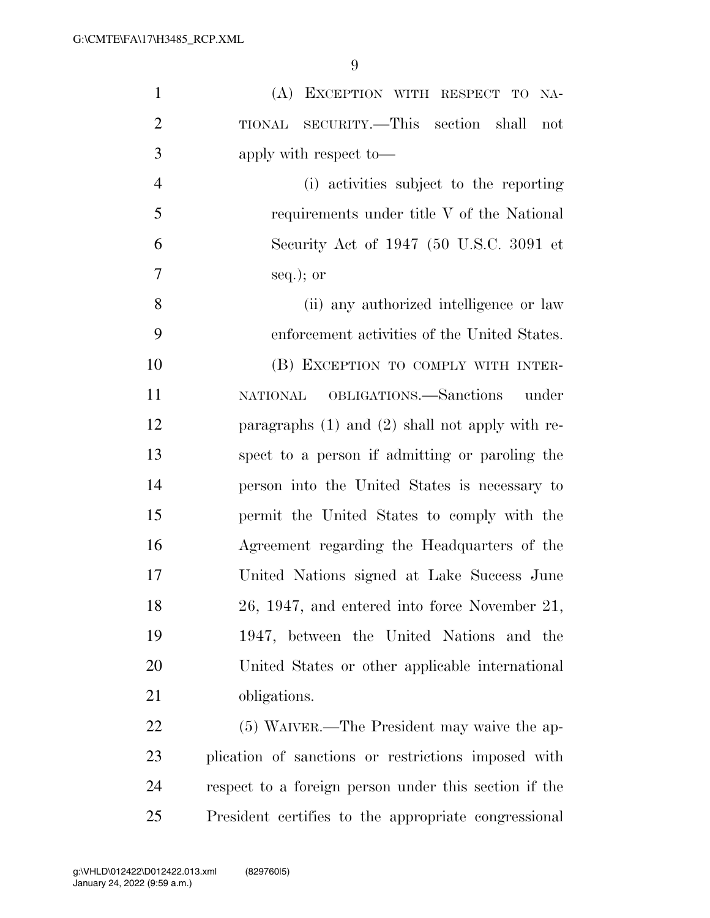(A) EXCEPTION WITH RESPECT TO NATIONAL SECURITY.—This section shall not apply with respect to—

(i) activities subject to the reporting requirements under title V of the National Security Act of 1947 (50 U.S.C. 3091 et seq.); or

(ii) any authorized intelligence or law enforcement activities of the United States.

(B) EXCEPTION TO COMPLY WITH INTERNATIONAL OBLIGATIONS.—Sanctions under paragraphs (1) and (2) shall not apply with respect to a person if admitting or paroling the person into the United States is necessary to permit the United States to comply with the Agreement regarding the Headquarters of the United Nations signed at Lake Success June 26, 1947, and entered into force November 21, 1947, between the United Nations and the United States or other applicable international obligations.

(5) WAIVER.—The President may waive the application of sanctions or restrictions imposed with respect to a foreign person under this section if the President certifies to the appropriate congressional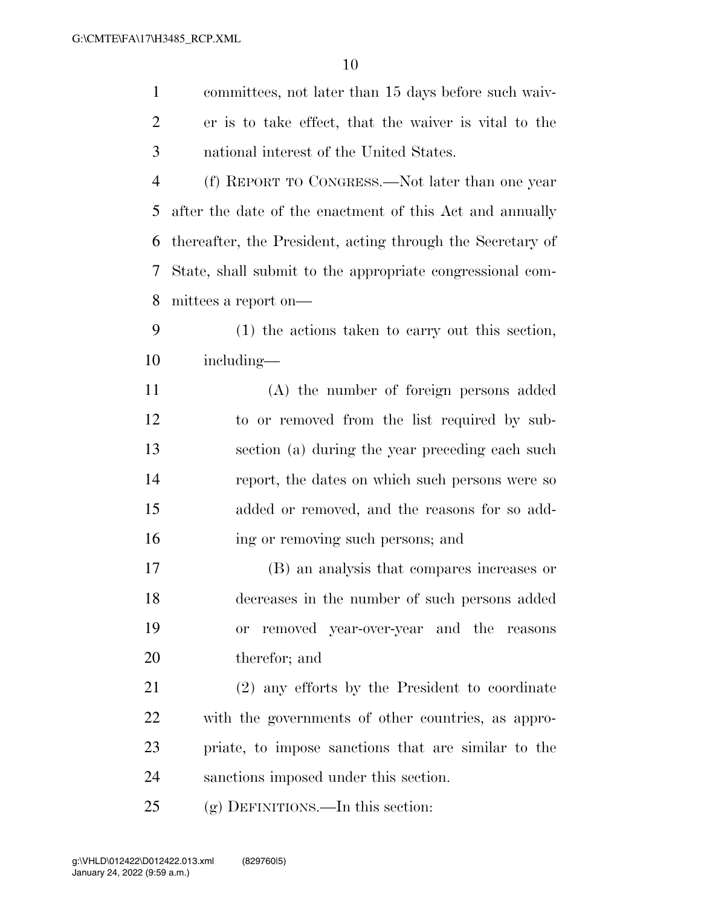committees, not later than 15 days before such waiver is to take effect, that the waiver is vital to the national interest of the United States.

(f) REPORT TO CONGRESS.—Not later than one year after the date of the enactment of this Act and annually thereafter, the President, acting through the Secretary of State, shall submit to the appropriate congressional committees a report on—

(1) the actions taken to carry out this section, including—

(A) the number of foreign persons added to or removed from the list required by subsection (a) during the year preceding each such report, the dates on which such persons were so added or removed, and the reasons for so adding or removing such persons; and

(B) an analysis that compares increases or decreases in the number of such persons added or removed year-over-year and the reasons therefor; and

(2) any efforts by the President to coordinate with the governments of other countries, as appropriate, to impose sanctions that are similar to the sanctions imposed under this section.

(g) DEFINITIONS.—In this section: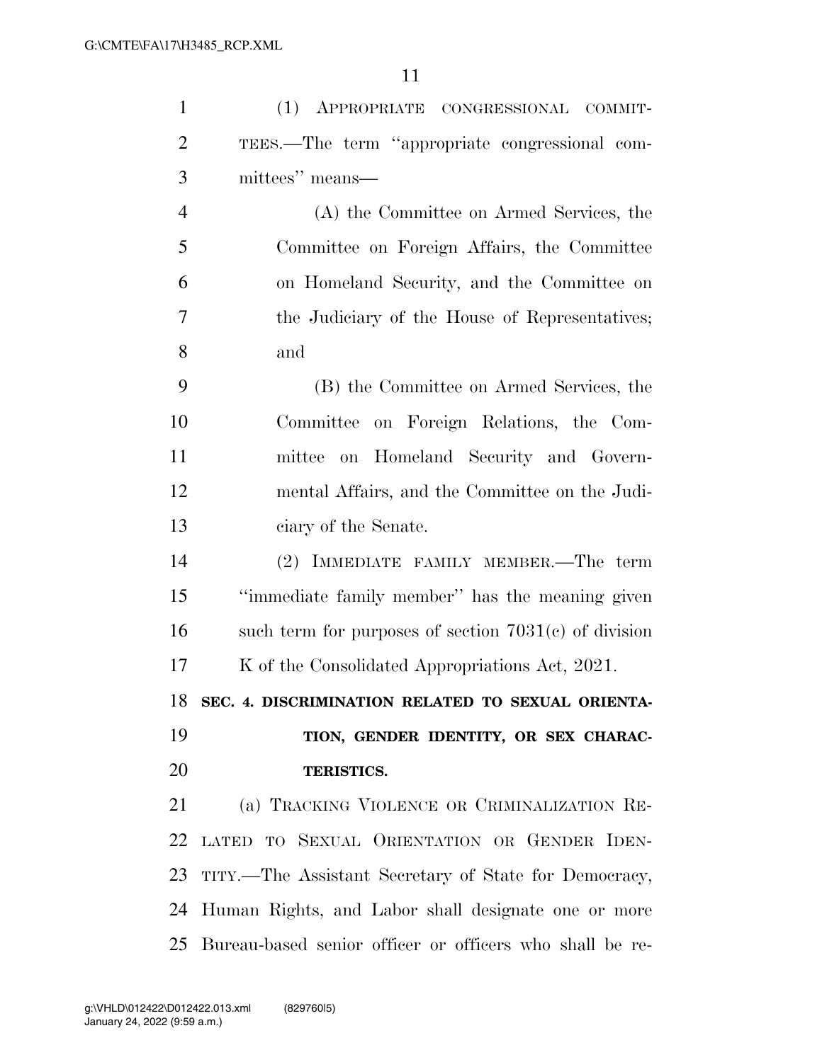(1) APPROPRIATE CONGRESSIONAL COMMITTEES.—The term ''appropriate congressional committees'' means—

(A) the Committee on Armed Services, the Committee on Foreign Affairs, the Committee on Homeland Security, and the Committee on the Judiciary of the House of Representatives; and

(B) the Committee on Armed Services, the Committee on Foreign Relations, the Committee on Homeland Security and Governmental Affairs, and the Committee on the Judiciary of the Senate.

(2) IMMEDIATE FAMILY MEMBER.—The term ''immediate family member'' has the meaning given such term for purposes of section 7031(c) of division K of the Consolidated Appropriations Act, 2021.

## SEC. 4. DISCRIMINATION RELATED TO SEXUAL ORIENTATION, GENDER IDENTITY, OR SEX CHARACTERISTICS.

(a) TRACKING VIOLENCE OR CRIMINALIZATION RELATED TO SEXUAL ORIENTATION OR GENDER IDENTITY.—The Assistant Secretary of State for Democracy, Human Rights, and Labor shall designate one or more Bureau-based senior officer or officers who shall be re-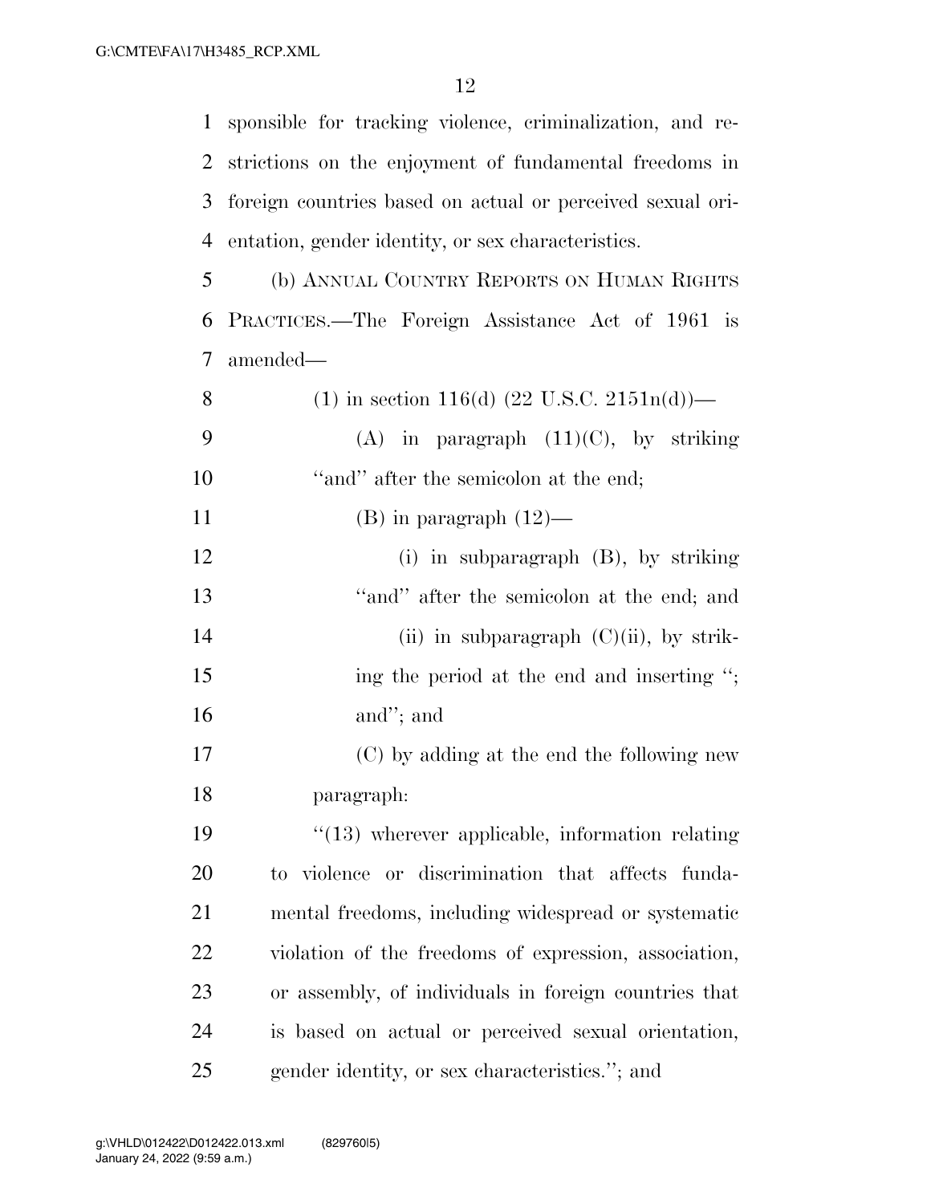sponsible for tracking violence, criminalization, and restrictions on the enjoyment of fundamental freedoms in foreign countries based on actual or perceived sexual orientation, gender identity, or sex characteristics.

(b) ANNUAL COUNTRY REPORTS ON HUMAN RIGHTS PRACTICES.—The Foreign Assistance Act of 1961 is amended—

(1) in section 116(d) (22 U.S.C. 2151n(d))—

(A) in paragraph (11)(C), by striking ''and'' after the semicolon at the end;

(B) in paragraph (12)—

(i) in subparagraph (B), by striking ''and'' after the semicolon at the end; and

(ii) in subparagraph (C)(ii), by striking the period at the end and inserting ''; and''; and

(C) by adding at the end the following new paragraph:

''(13) wherever applicable, information relating to violence or discrimination that affects fundamental freedoms, including widespread or systematic violation of the freedoms of expression, association, or assembly, of individuals in foreign countries that is based on actual or perceived sexual orientation, gender identity, or sex characteristics.''; and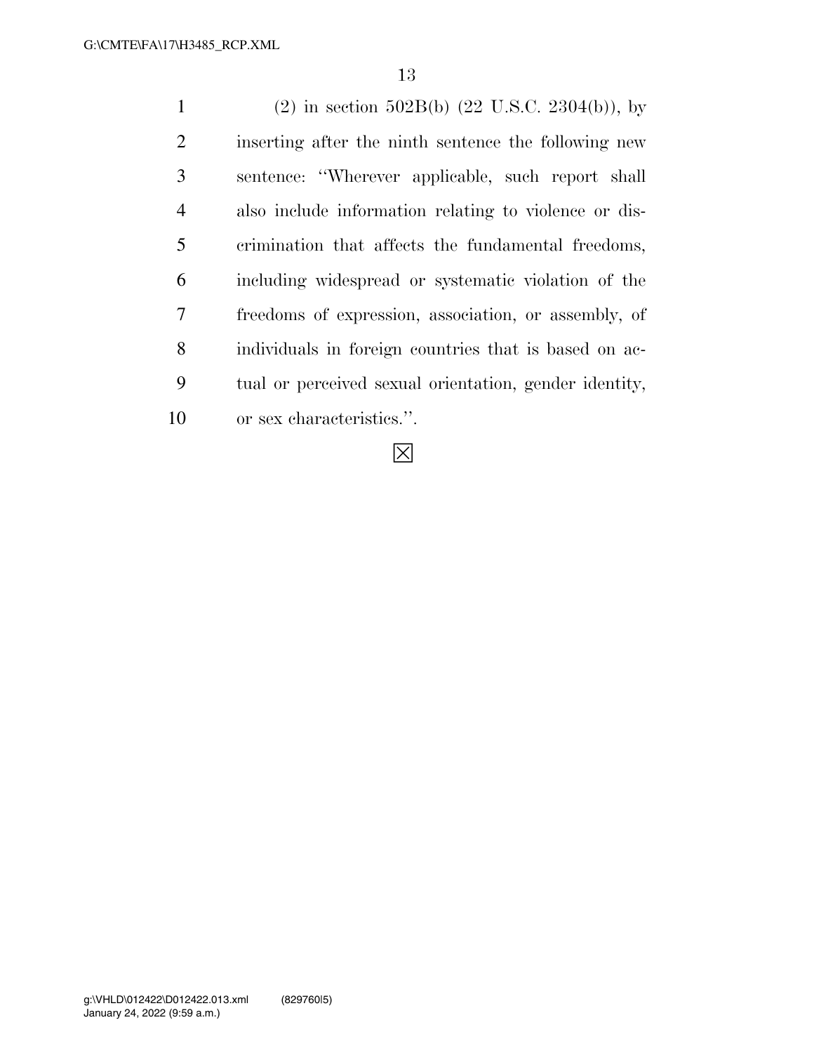(2) in section 502B(b) (22 U.S.C. 2304(b)), by inserting after the ninth sentence the following new sentence: ''Wherever applicable, such report shall also include information relating to violence or discrimination that affects the fundamental freedoms, including widespread or systematic violation of the freedoms of expression, association, or assembly, of individuals in foreign countries that is based on actual or perceived sexual orientation, gender identity, or sex characteristics.''.

☒